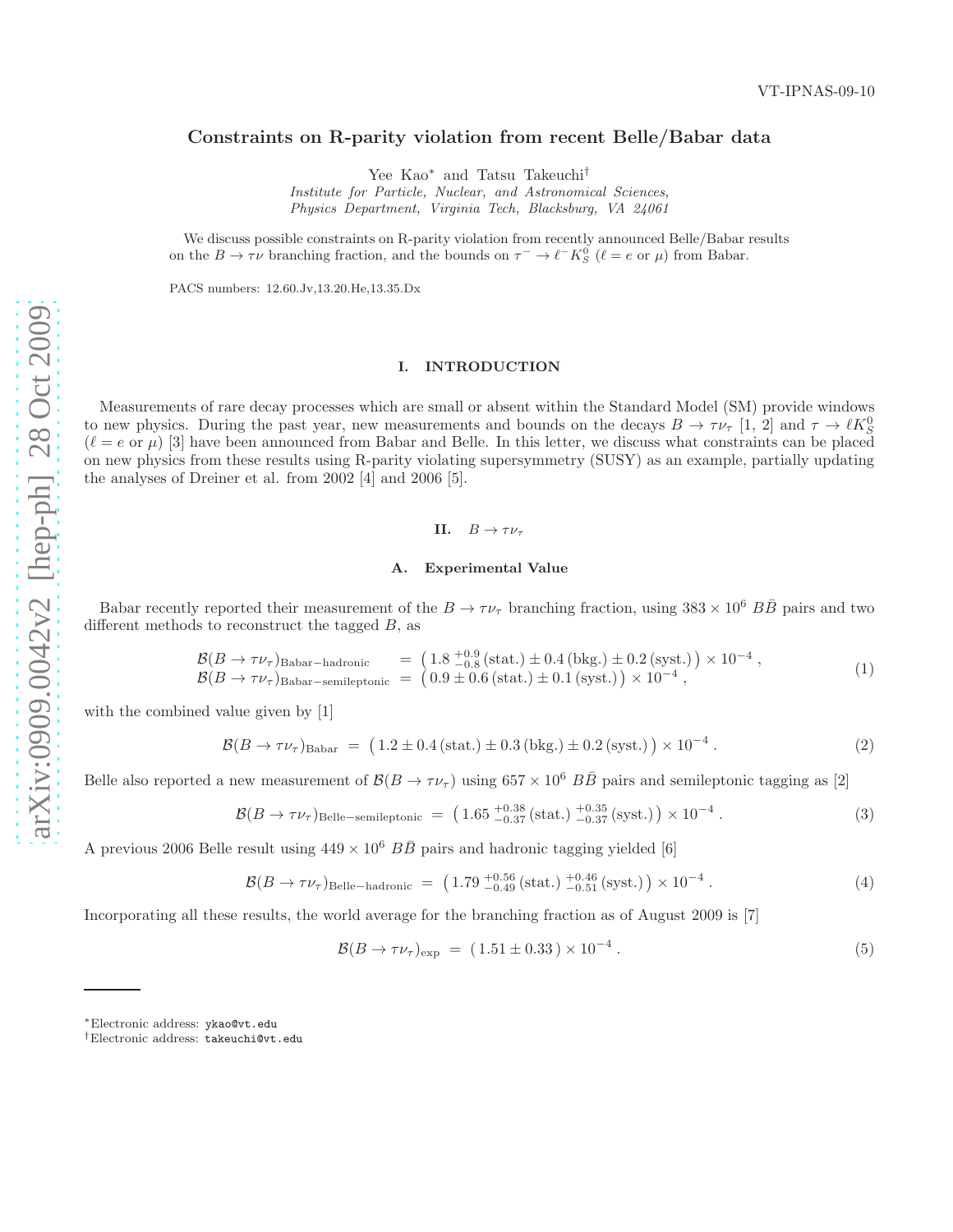VT-IPNAS-09-10

# Constraints on R-parity violation from recent Belle/Babar data

Yee Kao* and Tatsu Takeuchi†

*Institute for Particle, Nuclear, and Astronomical Sciences, Physics Department, Virginia Tech, Blacksburg, VA 24061*

We discuss possible constraints on R-parity violation from recently announced Belle/Babar results on the $B \to \tau\nu$ branching fraction, and the bounds on $\tau^- \to \ell^- K_S^0$ ($\ell = e$ or $\mu$) from Babar.

PACS numbers: 12.60.Jv,13.20.He,13.35.Dx

## I. INTRODUCTION

Measurements of rare decay processes which are small or absent within the Standard Model (SM) provide windows to new physics. During the past year, new measurements and bounds on the decays $B \to \tau\nu_\tau$ [1, 2] and $\tau \to \ell K_S^0$ ($\ell = e$ or $\mu$) [3] have been announced from Babar and Belle. In this letter, we discuss what constraints can be placed on new physics from these results using R-parity violating supersymmetry (SUSY) as an example, partially updating the analyses of Dreiner et al. from 2002 [4] and 2006 [5].

## II. $B \to \tau\nu_\tau$

### A. Experimental Value

Babar recently reported their measurement of the $B \to \tau\nu_\tau$ branching fraction, using $383 \times 10^6$ $B\bar{B}$ pairs and two different methods to reconstruct the tagged $B$, as

$$\begin{aligned}
\mathcal{B}(B \to \tau\nu_\tau)_{\text{Babar-hadronic}} &= \left(1.8\,^{+0.9}_{-0.8}\,(\text{stat.}) \pm 0.4\,(\text{bkg.}) \pm 0.2\,(\text{syst.})\right) \times 10^{-4}\,, \\
\mathcal{B}(B \to \tau\nu_\tau)_{\text{Babar-semileptonic}} &= \left(0.9 \pm 0.6\,(\text{stat.}) \pm 0.1\,(\text{syst.})\right) \times 10^{-4}\,,
\end{aligned} \tag{1}$$

with the combined value given by [1]

$$\mathcal{B}(B \to \tau\nu_\tau)_{\text{Babar}} = \left(1.2 \pm 0.4\,(\text{stat.}) \pm 0.3\,(\text{bkg.}) \pm 0.2\,(\text{syst.})\right) \times 10^{-4}\,. \tag{2}$$

Belle also reported a new measurement of $\mathcal{B}(B \to \tau\nu_\tau)$ using $657 \times 10^6$ $B\bar{B}$ pairs and semileptonic tagging as [2]

$$\mathcal{B}(B \to \tau\nu_\tau)_{\text{Belle-semileptonic}} = \left(1.65\,^{+0.38}_{-0.37}\,(\text{stat.})\,^{+0.35}_{-0.37}\,(\text{syst.})\right) \times 10^{-4}\,. \tag{3}$$

A previous 2006 Belle result using $449 \times 10^6$ $B\bar{B}$ pairs and hadronic tagging yielded [6]

$$\mathcal{B}(B \to \tau\nu_\tau)_{\text{Belle-hadronic}} = \left(1.79\,^{+0.56}_{-0.49}\,(\text{stat.})\,^{+0.46}_{-0.51}\,(\text{syst.})\right) \times 10^{-4}\,. \tag{4}$$

Incorporating all these results, the world average for the branching fraction as of August 2009 is [7]

$$\mathcal{B}(B \to \tau\nu_\tau)_{\text{exp}} = (1.51 \pm 0.33) \times 10^{-4}\,. \tag{5}$$

---

*Electronic address: ykao@vt.edu

†Electronic address: takeuchi@vt.edu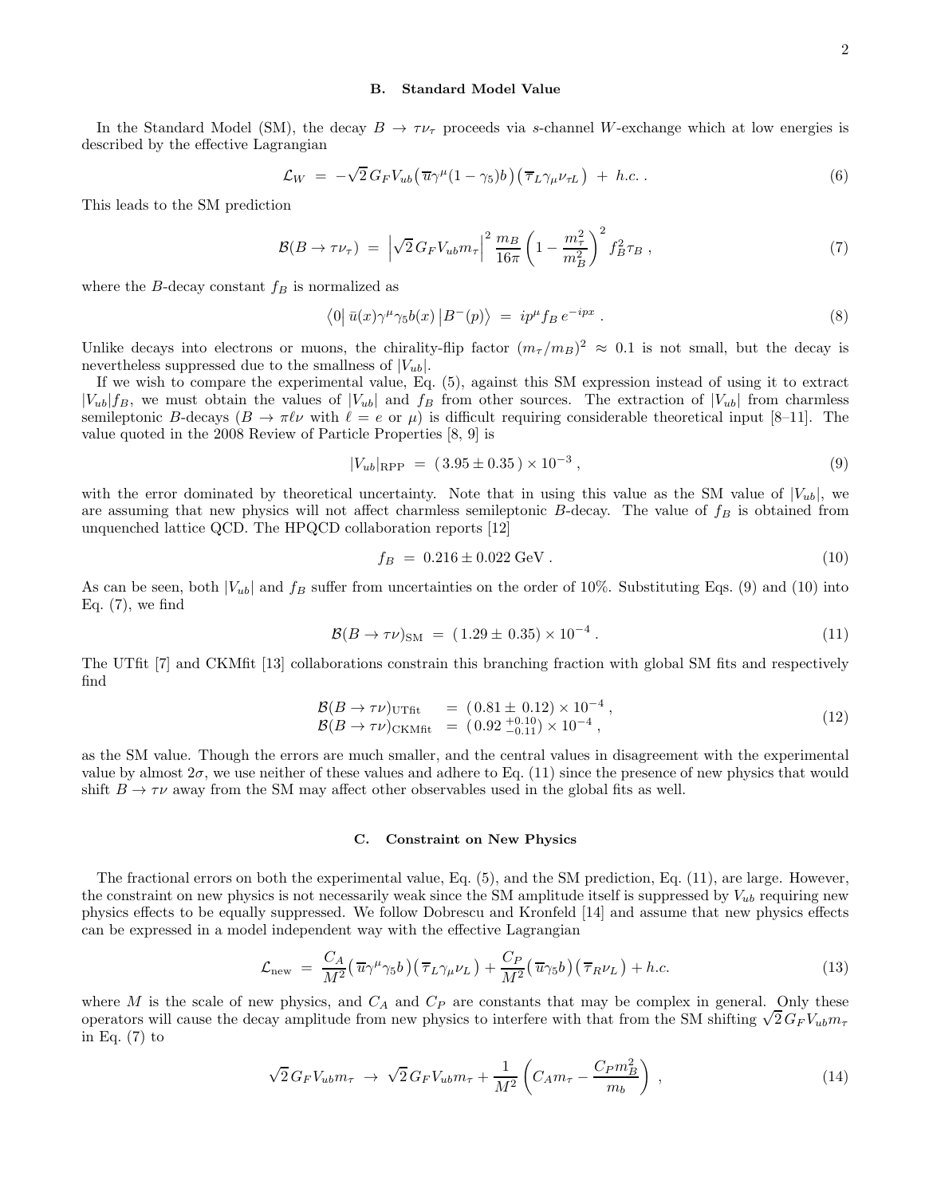### B. Standard Model Value

In the Standard Model (SM), the decay $B \to \tau\nu_\tau$ proceeds via $s$-channel $W$-exchange which at low energies is described by the effective Lagrangian

$$\mathcal{L}_W \;=\; -\sqrt{2}\,G_F V_{ub}\big(\overline{u}\gamma^\mu(1-\gamma_5)b\big)\big(\overline{\tau}_L\gamma_\mu\nu_{\tau L}\big) \;+\; h.c.\,. \tag{6}$$

This leads to the SM prediction

$$\mathcal{B}(B\to\tau\nu_\tau) \;=\; \left|\sqrt{2}\,G_F V_{ub} m_\tau\right|^2 \frac{m_B}{16\pi}\left(1-\frac{m_\tau^2}{m_B^2}\right)^2 f_B^2 \tau_B \,, \tag{7}$$

where the $B$-decay constant $f_B$ is normalized as

$$\left\langle 0\right|\bar{u}(x)\gamma^\mu\gamma_5 b(x)\left|B^-(p)\right\rangle \;=\; ip^\mu f_B\, e^{-ipx}\,. \tag{8}$$

Unlike decays into electrons or muons, the chirality-flip factor $(m_\tau/m_B)^2 \approx 0.1$ is not small, but the decay is nevertheless suppressed due to the smallness of $|V_{ub}|$.

If we wish to compare the experimental value, Eq. (5), against this SM expression instead of using it to extract $|V_{ub}|f_B$, we must obtain the values of $|V_{ub}|$ and $f_B$ from other sources. The extraction of $|V_{ub}|$ from charmless semileptonic $B$-decays ($B\to\pi\ell\nu$ with $\ell = e$ or $\mu$) is difficult requiring considerable theoretical input [8–11]. The value quoted in the 2008 Review of Particle Properties [8, 9] is

$$|V_{ub}|_{\rm RPP} \;=\; (\,3.95 \pm 0.35\,)\times 10^{-3}\,, \tag{9}$$

with the error dominated by theoretical uncertainty. Note that in using this value as the SM value of $|V_{ub}|$, we are assuming that new physics will not affect charmless semileptonic $B$-decay. The value of $f_B$ is obtained from unquenched lattice QCD. The HPQCD collaboration reports [12]

$$f_B \;=\; 0.216 \pm 0.022\;\mathrm{GeV}\,. \tag{10}$$

As can be seen, both $|V_{ub}|$ and $f_B$ suffer from uncertainties on the order of 10%. Substituting Eqs. (9) and (10) into Eq. (7), we find

$$\mathcal{B}(B\to\tau\nu)_{\rm SM} \;=\; (\,1.29 \pm\, 0.35)\times 10^{-4}\,. \tag{11}$$

The UTfit [7] and CKMfit [13] collaborations constrain this branching fraction with global SM fits and respectively find

$$\begin{aligned}\mathcal{B}(B\to\tau\nu)_{\rm UTfit} \quad &= \;(\,0.81 \pm\, 0.12)\times 10^{-4}\,,\\ \mathcal{B}(B\to\tau\nu)_{\rm CKMfit} \;&= \;(\,0.92\,^{+0.10}_{-0.11})\times 10^{-4}\,,\end{aligned} \tag{12}$$

as the SM value. Though the errors are much smaller, and the central values in disagreement with the experimental value by almost $2\sigma$, we use neither of these values and adhere to Eq. (11) since the presence of new physics that would shift $B\to\tau\nu$ away from the SM may affect other observables used in the global fits as well.

### C. Constraint on New Physics

The fractional errors on both the experimental value, Eq. (5), and the SM prediction, Eq. (11), are large. However, the constraint on new physics is not necessarily weak since the SM amplitude itself is suppressed by $V_{ub}$ requiring new physics effects to be equally suppressed. We follow Dobrescu and Kronfeld [14] and assume that new physics effects can be expressed in a model independent way with the effective Lagrangian

$$\mathcal{L}_{\rm new} \;=\; \frac{C_A}{M^2}\big(\,\overline{u}\gamma^\mu\gamma_5 b\big)\big(\,\overline{\tau}_L\gamma_\mu\nu_L\big) + \frac{C_P}{M^2}\big(\,\overline{u}\gamma_5 b\big)\big(\,\overline{\tau}_R\nu_L\big) + h.c. \tag{13}$$

where $M$ is the scale of new physics, and $C_A$ and $C_P$ are constants that may be complex in general. Only these operators will cause the decay amplitude from new physics to interfere with that from the SM shifting $\sqrt{2}\,G_F V_{ub} m_\tau$ in Eq. (7) to

$$\sqrt{2}\,G_F V_{ub} m_\tau \;\to\; \sqrt{2}\,G_F V_{ub} m_\tau + \frac{1}{M^2}\left(C_A m_\tau - \frac{C_P m_B^2}{m_b}\right)\,, \tag{14}$$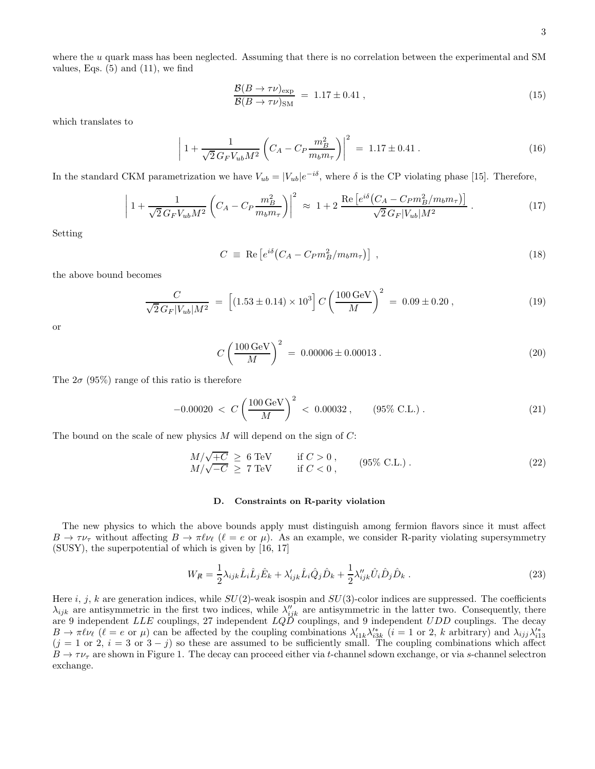where the $u$ quark mass has been neglected. Assuming that there is no correlation between the experimental and SM values, Eqs. (5) and (11), we find

$$\frac{\mathcal{B}(B\to\tau\nu)_{\rm exp}}{\mathcal{B}(B\to\tau\nu)_{\rm SM}} \;=\; 1.17\pm 0.41\;, \tag{15}$$

which translates to

$$\left|\, 1+\frac{1}{\sqrt{2}\,G_F V_{ub} M^2}\left(C_A - C_P\frac{m_B^2}{m_b m_\tau}\right)\right|^2 \;=\; 1.17\pm 0.41\;. \tag{16}$$

In the standard CKM parametrization we have $V_{ub}=|V_{ub}|e^{-i\delta}$, where $\delta$ is the CP violating phase [15]. Therefore,

$$\left|\, 1+\frac{1}{\sqrt{2}\,G_F V_{ub} M^2}\left(C_A - C_P\frac{m_B^2}{m_b m_\tau}\right)\right|^2 \;\approx\; 1+2\,\frac{{\rm Re}\left[e^{i\delta}\big(C_A - C_P m_B^2/m_b m_\tau\big)\right]}{\sqrt{2}\,G_F|V_{ub}|M^2}\;. \tag{17}$$

Setting

$$C \;\equiv\; {\rm Re}\left[e^{i\delta}\big(C_A - C_P m_B^2/m_b m_\tau\big)\right]\;, \tag{18}$$

the above bound becomes

$$\frac{C}{\sqrt{2}\,G_F|V_{ub}|M^2} \;=\; \left[(1.53\pm 0.14)\times 10^3\right] C\left(\frac{100\,{\rm GeV}}{M}\right)^2 \;=\; 0.09\pm 0.20\;, \tag{19}$$

or

$$C\left(\frac{100\,{\rm GeV}}{M}\right)^2 \;=\; 0.00006\pm 0.00013\;. \tag{20}$$

The $2\sigma$ (95%) range of this ratio is therefore

$$-0.00020 \;<\; C\left(\frac{100\,{\rm GeV}}{M}\right)^2 \;<\; 0.00032\;, \qquad (95\%\ {\rm C.L.})\;. \tag{21}$$

The bound on the scale of new physics $M$ will depend on the sign of $C$:

$$\begin{array}{lll} M/\sqrt{+C} \;\geq\; 6\ {\rm TeV} & \quad {\rm if}\ C>0\;, & \\ M/\sqrt{-C} \;\geq\; 7\ {\rm TeV} & \quad {\rm if}\ C<0\;, & \end{array} \qquad (95\%\ {\rm C.L.})\;. \tag{22}$$

### D. Constraints on R-parity violation

The new physics to which the above bounds apply must distinguish among fermion flavors since it must affect $B\to\tau\nu_\tau$ without affecting $B\to\pi\ell\nu_\ell$ ($\ell=e$ or $\mu$). As an example, we consider R-parity violating supersymmetry (SUSY), the superpotential of which is given by [16, 17]

$$W_{\not R} = \frac{1}{2}\lambda_{ijk}\hat{L}_i\hat{L}_j\hat{E}_k + \lambda'_{ijk}\hat{L}_i\hat{Q}_j\hat{D}_k + \frac{1}{2}\lambda''_{ijk}\hat{U}_i\hat{D}_j\hat{D}_k\;. \tag{23}$$

Here $i$, $j$, $k$ are generation indices, while $SU(2)$-weak isospin and $SU(3)$-color indices are suppressed. The coefficients $\lambda_{ijk}$ are antisymmetric in the first two indices, while $\lambda''_{ijk}$ are antisymmetric in the latter two. Consequently, there are 9 independent $LLE$ couplings, 27 independent $LQD$ couplings, and 9 independent $UDD$ couplings. The decay $B\to\pi\ell\nu_\ell$ ($\ell=e$ or $\mu$) can be affected by the coupling combinations $\lambda'_{i1k}\lambda'^{*}_{i3k}$ ($i=1$ or 2, $k$ arbitrary) and $\lambda_{ijj}\lambda'^{*}_{i13}$ ($j=1$ or 2, $i=3$ or $3-j$) so these are assumed to be sufficiently small. The coupling combinations which affect $B\to\tau\nu_\tau$ are shown in Figure 1. The decay can proceed either via $t$-channel sdown exchange, or via $s$-channel selectron exchange.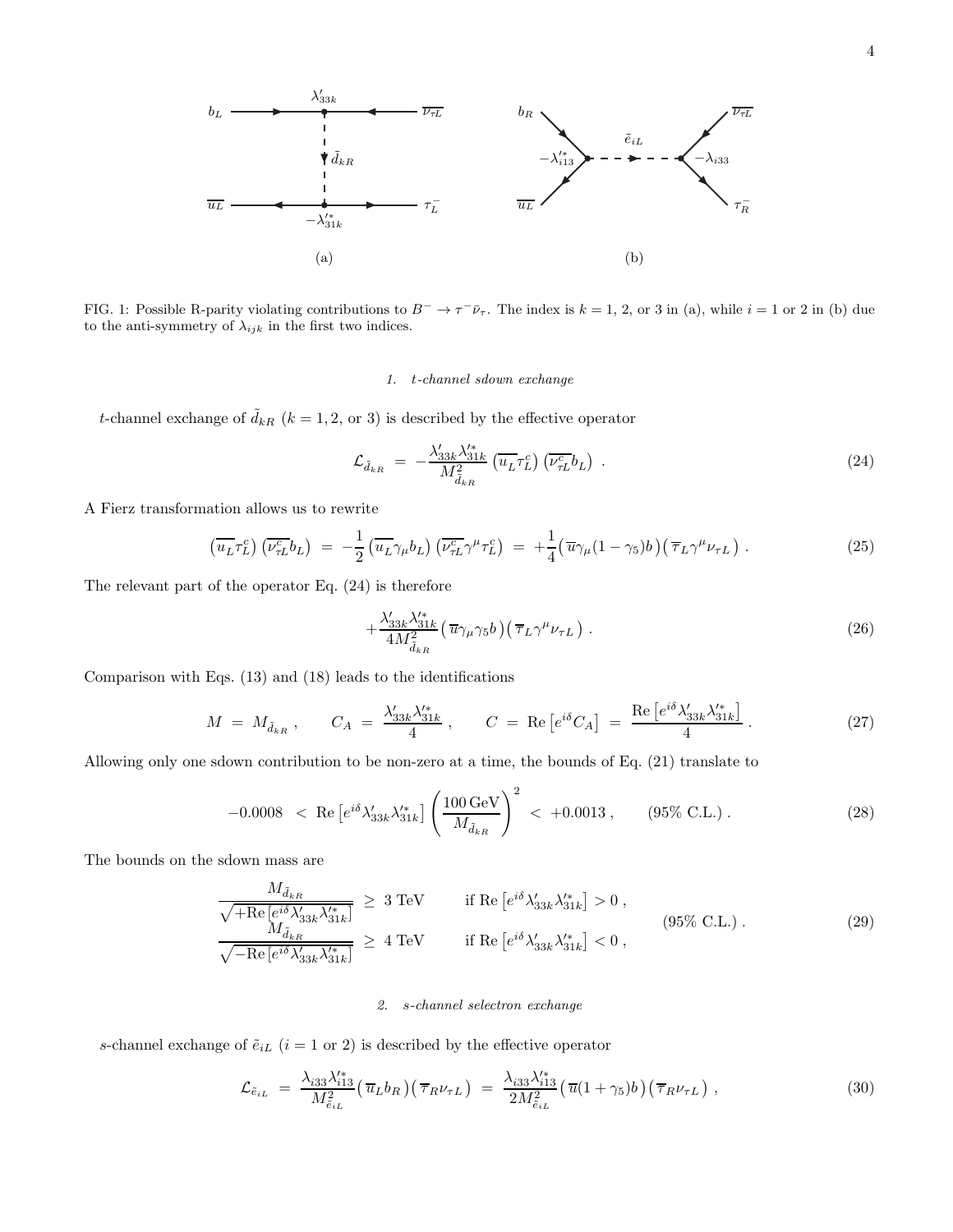FIG. 1: Possible R-parity violating contributions to $B^- \to \tau^- \bar{\nu}_\tau$. The index is $k = 1$, 2, or 3 in (a), while $i = 1$ or 2 in (b) due to the anti-symmetry of $\lambda_{ijk}$ in the first two indices.

#### 1. t-channel sdown exchange

$t$-channel exchange of $\tilde{d}_{kR}$ ($k = 1, 2,$ or 3) is described by the effective operator

$$\mathcal{L}_{\tilde{d}_{kR}} \;=\; -\frac{\lambda'_{33k}\lambda'^{*}_{31k}}{M^2_{\tilde{d}_{kR}}}\left(\overline{u_L}\tau^c_L\right)\left(\overline{\nu^c_{\tau L}}b_L\right) \;. \tag{24}$$

A Fierz transformation allows us to rewrite

$$\left(\overline{u_L}\tau^c_L\right)\left(\overline{\nu^c_{\tau L}}b_L\right) \;=\; -\frac{1}{2}\left(\overline{u_L}\gamma_\mu b_L\right)\left(\overline{\nu^c_{\tau L}}\gamma^\mu \tau^c_L\right) \;=\; +\frac{1}{4}\big(\overline{u}\gamma_\mu(1-\gamma_5)b\big)\big(\overline{\tau}_L\gamma^\mu\nu_{\tau L}\big)\;. \tag{25}$$

The relevant part of the operator Eq. (24) is therefore

$$+\frac{\lambda'_{33k}\lambda'^{*}_{31k}}{4M^2_{\tilde{d}_{kR}}}\big(\overline{u}\gamma_\mu\gamma_5 b\big)\big(\overline{\tau}_L\gamma^\mu\nu_{\tau L}\big)\;. \tag{26}$$

Comparison with Eqs. (13) and (18) leads to the identifications

$$M \;=\; M_{\tilde{d}_{kR}}\;,\qquad C_A \;=\; \frac{\lambda'_{33k}\lambda'^{*}_{31k}}{4}\;,\qquad C \;=\; \mathrm{Re}\left[e^{i\delta}C_A\right] \;=\; \frac{\mathrm{Re}\left[e^{i\delta}\lambda'_{33k}\lambda'^{*}_{31k}\right]}{4}\;. \tag{27}$$

Allowing only one sdown contribution to be non-zero at a time, the bounds of Eq. (21) translate to

$$-0.0008 \;<\; \mathrm{Re}\left[e^{i\delta}\lambda'_{33k}\lambda'^{*}_{31k}\right]\left(\frac{100\,\mathrm{GeV}}{M_{\tilde{d}_{kR}}}\right)^2 \;<\; +0.0013\;,\qquad (95\%\ \text{C.L.})\;. \tag{28}$$

The bounds on the sdown mass are

$$\begin{array}{lll} \dfrac{M_{\tilde{d}_{kR}}}{\sqrt{+\mathrm{Re}\left[e^{i\delta}\lambda'_{33k}\lambda'^{*}_{31k}\right]}} \;\geq\; 3\ \text{TeV} & \qquad \text{if } \mathrm{Re}\left[e^{i\delta}\lambda'_{33k}\lambda'^{*}_{31k}\right] > 0\;, & \\ & & (95\%\ \text{C.L.})\;. \\ \dfrac{M_{\tilde{d}_{kR}}}{\sqrt{-\mathrm{Re}\left[e^{i\delta}\lambda'_{33k}\lambda'^{*}_{31k}\right]}} \;\geq\; 4\ \text{TeV} & \qquad \text{if } \mathrm{Re}\left[e^{i\delta}\lambda'_{33k}\lambda'^{*}_{31k}\right] < 0\;, & \end{array} \tag{29}$$

#### 2. s-channel selectron exchange

$s$-channel exchange of $\tilde{e}_{iL}$ ($i = 1$ or 2) is described by the effective operator

$$\mathcal{L}_{\tilde{e}_{iL}} \;=\; \frac{\lambda_{i33}\lambda'^{*}_{i13}}{M^2_{\tilde{e}_{iL}}}\big(\overline{u}_L b_R\big)\big(\overline{\tau}_R\nu_{\tau L}\big) \;=\; \frac{\lambda_{i33}\lambda'^{*}_{i13}}{2M^2_{\tilde{e}_{iL}}}\big(\overline{u}(1+\gamma_5)b\big)\big(\overline{\tau}_R\nu_{\tau L}\big)\;, \tag{30}$$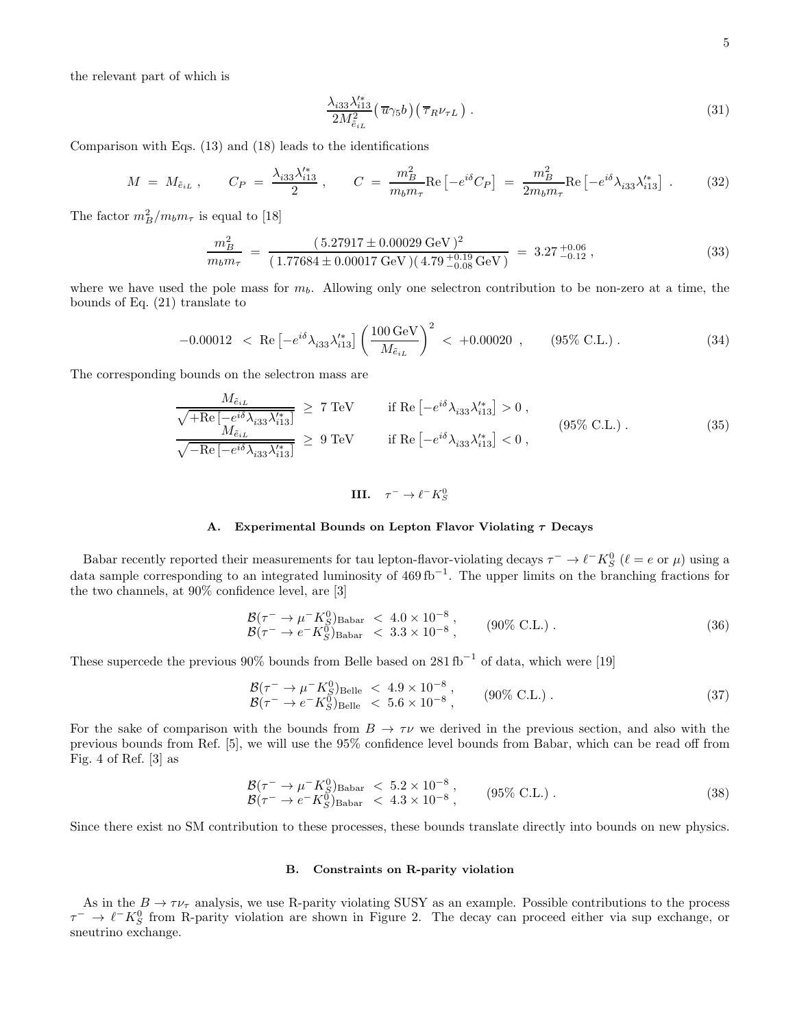the relevant part of which is

$$\frac{\lambda_{i33}\lambda'^{*}_{i13}}{2M^2_{\tilde{e}_{iL}}}\big(\,\overline{u}\gamma_5 b\big)\big(\,\overline{\tau}_R\nu_{\tau L}\,\big)\;. \tag{31}$$

Comparison with Eqs. (13) and (18) leads to the identifications

$$M \;=\; M_{\tilde{e}_{iL}}\;,\qquad C_P \;=\; \frac{\lambda_{i33}\lambda'^{*}_{i13}}{2}\;,\qquad C \;=\; \frac{m_B^2}{m_b m_\tau}\mathrm{Re}\left[-e^{i\delta}C_P\right] \;=\; \frac{m_B^2}{2m_b m_\tau}\mathrm{Re}\left[-e^{i\delta}\lambda_{i33}\lambda'^{*}_{i13}\right]\;. \tag{32}$$

The factor $m_B^2/m_b m_\tau$ is equal to [18]

$$\frac{m_B^2}{m_b m_\tau} \;=\; \frac{(\,5.27917\pm 0.00029\;\mathrm{GeV}\,)^2}{(\,1.77684\pm 0.00017\;\mathrm{GeV}\,)(\,4.79\,^{+0.19}_{-0.08}\,\mathrm{GeV}\,)} \;=\; 3.27\,^{+0.06}_{-0.12}\;, \tag{33}$$

where we have used the pole mass for $m_b$. Allowing only one selectron contribution to be non-zero at a time, the bounds of Eq. (21) translate to

$$-0.00012 \;<\; \mathrm{Re}\left[-e^{i\delta}\lambda_{i33}\lambda'^{*}_{i13}\right]\left(\frac{100\,\mathrm{GeV}}{M_{\tilde{e}_{iL}}}\right)^2 \;<\; +0.00020\;,\qquad (95\%\ \mathrm{C.L.})\;. \tag{34}$$

The corresponding bounds on the selectron mass are

$$\begin{array}{lll} \dfrac{M_{\tilde{e}_{iL}}}{\sqrt{+\mathrm{Re}\left[-e^{i\delta}\lambda_{i33}\lambda'^{*}_{i13}\right]}} \;\geq\; 7\ \mathrm{TeV} & \quad\text{if } \mathrm{Re}\left[-e^{i\delta}\lambda_{i33}\lambda'^{*}_{i13}\right] > 0\;, & \\ & & (95\%\ \mathrm{C.L.})\;. \\ \dfrac{M_{\tilde{e}_{iL}}}{\sqrt{-\mathrm{Re}\left[-e^{i\delta}\lambda_{i33}\lambda'^{*}_{i13}\right]}} \;\geq\; 9\ \mathrm{TeV} & \quad\text{if } \mathrm{Re}\left[-e^{i\delta}\lambda_{i33}\lambda'^{*}_{i13}\right] < 0\;, & \end{array} \tag{35}$$

## III. $\tau^- \to \ell^- K_S^0$

### A. Experimental Bounds on Lepton Flavor Violating $\tau$ Decays

Babar recently reported their measurements for tau lepton-flavor-violating decays $\tau^- \to \ell^- K_S^0$ ($\ell = e$ or $\mu$) using a data sample corresponding to an integrated luminosity of $469\,\mathrm{fb}^{-1}$. The upper limits on the branching fractions for the two channels, at 90% confidence level, are [3]

$$\begin{array}{l} \mathcal{B}(\tau^- \to \mu^- K_S^0)_{\mathrm{Babar}} \;<\; 4.0\times 10^{-8}\;, \\ \mathcal{B}(\tau^- \to e^- K_S^0)_{\mathrm{Babar}} \;<\; 3.3\times 10^{-8}\;, \end{array}\qquad (90\%\ \mathrm{C.L.})\;. \tag{36}$$

These supercede the previous 90% bounds from Belle based on $281\,\mathrm{fb}^{-1}$ of data, which were [19]

$$\begin{array}{l} \mathcal{B}(\tau^- \to \mu^- K_S^0)_{\mathrm{Belle}} \;<\; 4.9\times 10^{-8}\;, \\ \mathcal{B}(\tau^- \to e^- K_S^0)_{\mathrm{Belle}} \;<\; 5.6\times 10^{-8}\;, \end{array}\qquad (90\%\ \mathrm{C.L.})\;. \tag{37}$$

For the sake of comparison with the bounds from $B \to \tau\nu$ we derived in the previous section, and also with the previous bounds from Ref. [5], we will use the 95% confidence level bounds from Babar, which can be read off from Fig. 4 of Ref. [3] as

$$\begin{array}{l} \mathcal{B}(\tau^- \to \mu^- K_S^0)_{\mathrm{Babar}} \;<\; 5.2\times 10^{-8}\;, \\ \mathcal{B}(\tau^- \to e^- K_S^0)_{\mathrm{Babar}} \;<\; 4.3\times 10^{-8}\;, \end{array}\qquad (95\%\ \mathrm{C.L.})\;. \tag{38}$$

Since there exist no SM contribution to these processes, these bounds translate directly into bounds on new physics.

### B. Constraints on R-parity violation

As in the $B \to \tau\nu_\tau$ analysis, we use R-parity violating SUSY as an example. Possible contributions to the process $\tau^- \to \ell^- K_S^0$ from R-parity violation are shown in Figure 2. The decay can proceed either via sup exchange, or sneutrino exchange.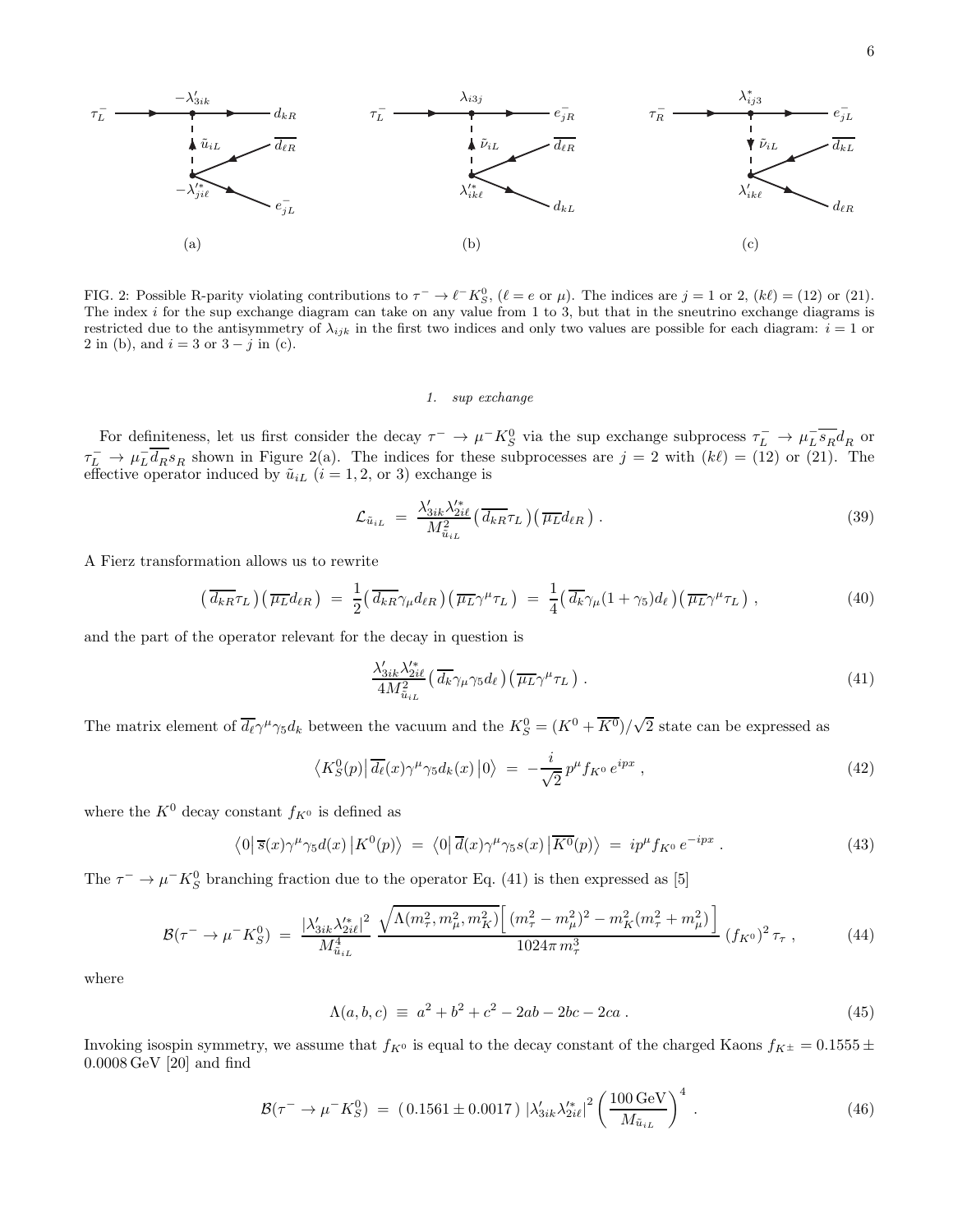FIG. 2: Possible R-parity violating contributions to $\tau^- \to \ell^- K_S^0$, ($\ell = e$ or $\mu$). The indices are $j = 1$ or 2, $(k\ell) = (12)$ or $(21)$. The index $i$ for the sup exchange diagram can take on any value from 1 to 3, but that in the sneutrino exchange diagrams is restricted due to the antisymmetry of $\lambda_{ijk}$ in the first two indices and only two values are possible for each diagram: $i = 1$ or 2 in (b), and $i = 3$ or $3 - j$ in (c).

#### 1. sup exchange

For definiteness, let us first consider the decay $\tau^- \to \mu^- K_S^0$ via the sup exchange subprocess $\tau_L^- \to \mu_L^- \overline{s_R} d_R$ or $\tau_L^- \to \mu_L^- \overline{d_R} s_R$ shown in Figure 2(a). The indices for these subprocesses are $j = 2$ with $(k\ell) = (12)$ or $(21)$. The effective operator induced by $\tilde{u}_{iL}$ ($i = 1, 2$, or 3) exchange is

$$\mathcal{L}_{\tilde{u}_{iL}} \;=\; \frac{\lambda'_{3ik}\lambda'^{*}_{2i\ell}}{M^2_{\tilde{u}_{iL}}}\big(\,\overline{d_{kR}}\tau_L\,\big)\big(\,\overline{\mu_L}d_{\ell R}\,\big)\;. \tag{39}$$

A Fierz transformation allows us to rewrite

$$\big(\,\overline{d_{kR}}\tau_L\,\big)\big(\,\overline{\mu_L}d_{\ell R}\,\big) \;=\; \frac{1}{2}\big(\,\overline{d_{kR}}\gamma_\mu d_{\ell R}\,\big)\big(\,\overline{\mu_L}\gamma^\mu\tau_L\,\big) \;=\; \frac{1}{4}\big(\,\overline{d_k}\gamma_\mu(1+\gamma_5)d_\ell\,\big)\big(\,\overline{\mu_L}\gamma^\mu\tau_L\,\big)\;, \tag{40}$$

and the part of the operator relevant for the decay in question is

$$\frac{\lambda'_{3ik}\lambda'^{*}_{2i\ell}}{4M^2_{\tilde{u}_{iL}}}\big(\,\overline{d_k}\gamma_\mu\gamma_5 d_\ell\,\big)\big(\,\overline{\mu_L}\gamma^\mu\tau_L\,\big)\;. \tag{41}$$

The matrix element of $\overline{d_\ell}\gamma^\mu\gamma_5 d_k$ between the vacuum and the $K_S^0 = (K^0 + \overline{K^0})/\sqrt{2}$ state can be expressed as

$$\big\langle K_S^0(p)\big|\,\overline{d_\ell}(x)\gamma^\mu\gamma_5 d_k(x)\,\big|0\big\rangle \;=\; -\frac{i}{\sqrt{2}}\,p^\mu f_{K^0}\,e^{ipx}\;, \tag{42}$$

where the $K^0$ decay constant $f_{K^0}$ is defined as

$$\big\langle 0\big|\,\overline{s}(x)\gamma^\mu\gamma_5 d(x)\,\big|K^0(p)\big\rangle \;=\; \big\langle 0\big|\,\overline{d}(x)\gamma^\mu\gamma_5 s(x)\,\big|\overline{K^0}(p)\big\rangle \;=\; ip^\mu f_{K^0}\,e^{-ipx}\;. \tag{43}$$

The $\tau^- \to \mu^- K_S^0$ branching fraction due to the operator Eq. (41) is then expressed as [5]

$$\mathcal{B}(\tau^- \to \mu^- K_S^0) \;=\; \frac{|\lambda'_{3ik}\lambda'^{*}_{2i\ell}|^2}{M^4_{\tilde{u}_{iL}}}\;\frac{\sqrt{\Lambda(m_\tau^2, m_\mu^2, m_K^2)}\Big[\,(m_\tau^2 - m_\mu^2)^2 - m_K^2(m_\tau^2 + m_\mu^2)\,\Big]}{1024\pi\, m_\tau^3}\;(f_{K^0})^2\,\tau_\tau\;, \tag{44}$$

where

$$\Lambda(a,b,c) \;\equiv\; a^2 + b^2 + c^2 - 2ab - 2bc - 2ca\;. \tag{45}$$

Invoking isospin symmetry, we assume that $f_{K^0}$ is equal to the decay constant of the charged Kaons $f_{K^\pm} = 0.1555 \pm 0.0008\,\mathrm{GeV}$ [20] and find

$$\mathcal{B}(\tau^- \to \mu^- K_S^0) \;=\; (\,0.1561 \pm 0.0017\,)\;|\lambda'_{3ik}\lambda'^{*}_{2i\ell}|^2\left(\frac{100\,\mathrm{GeV}}{M_{\tilde{u}_{iL}}}\right)^4\;. \tag{46}$$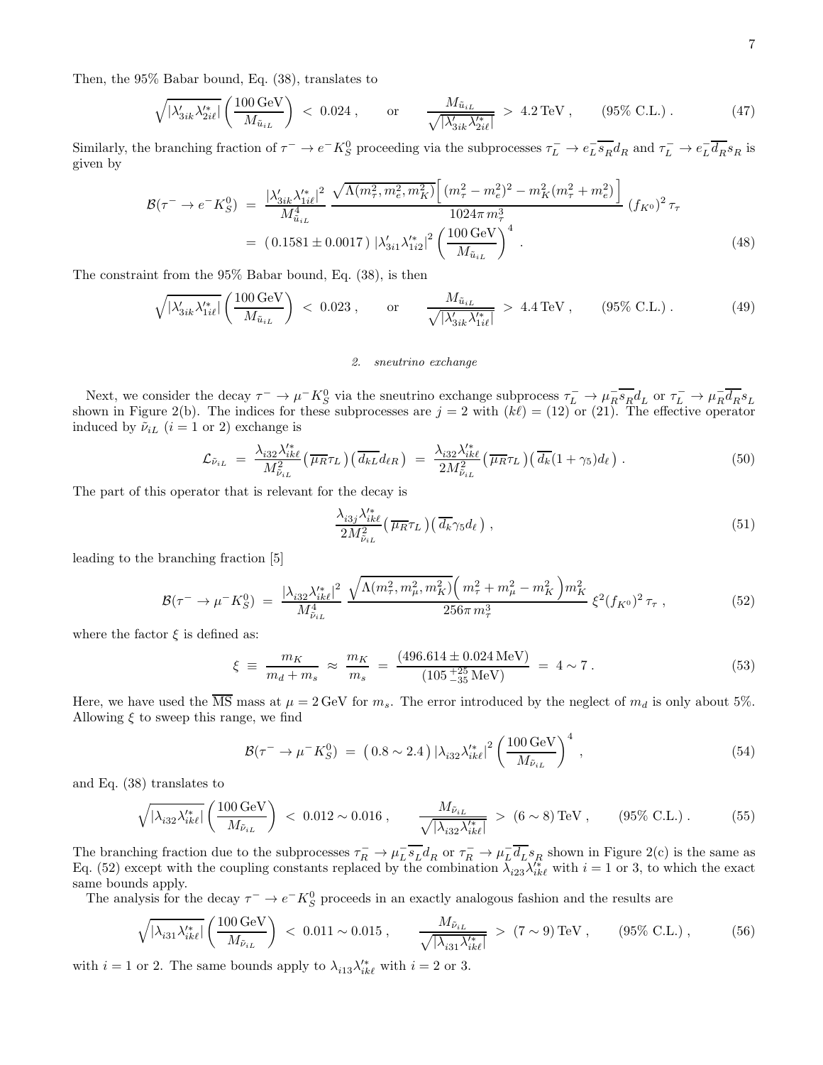Then, the 95% Babar bound, Eq. (38), translates to

$$\sqrt{|\lambda'_{3ik}\lambda'^{*}_{2i\ell}|}\left(\frac{100\,\mathrm{GeV}}{M_{\tilde{u}_{iL}}}\right) \;<\; 0.024\;, \qquad \text{or} \qquad \frac{M_{\tilde{u}_{iL}}}{\sqrt{|\lambda'_{3ik}\lambda'^{*}_{2i\ell}|}} \;>\; 4.2\,\mathrm{TeV}\;, \qquad (95\%\ \mathrm{C.L.})\;. \tag{47}$$

Similarly, the branching fraction of $\tau^- \to e^- K_S^0$ proceeding via the subprocesses $\tau_L^- \to e_L^- \overline{s_R} d_R$ and $\tau_L^- \to e_L^- \overline{d_R} s_R$ is given by

$$\begin{aligned}
\mathcal{B}(\tau^- \to e^- K_S^0) \;&=\; \frac{|\lambda'_{3ik}\lambda'^{*}_{1i\ell}|^2}{M_{\tilde{u}_{iL}}^4}\,\frac{\sqrt{\Lambda(m_\tau^2,m_e^2,m_K^2)}\Big[\,(m_\tau^2-m_e^2)^2 - m_K^2(m_\tau^2+m_e^2)\,\Big]}{1024\pi\, m_\tau^3}\,(f_{K^0})^2\,\tau_\tau \\
&=\; (\,0.1581 \pm 0.0017\,)\;|\lambda'_{3i1}\lambda'^{*}_{1i2}|^2\left(\frac{100\,\mathrm{GeV}}{M_{\tilde{u}_{iL}}}\right)^4\;.
\end{aligned} \tag{48}$$

The constraint from the 95% Babar bound, Eq. (38), is then

$$\sqrt{|\lambda'_{3ik}\lambda'^{*}_{1i\ell}|}\left(\frac{100\,\mathrm{GeV}}{M_{\tilde{u}_{iL}}}\right) \;<\; 0.023\;, \qquad \text{or} \qquad \frac{M_{\tilde{u}_{iL}}}{\sqrt{|\lambda'_{3ik}\lambda'^{*}_{1i\ell}|}} \;>\; 4.4\,\mathrm{TeV}\;, \qquad (95\%\ \mathrm{C.L.})\;. \tag{49}$$

### 2. *sneutrino exchange*

Next, we consider the decay $\tau^- \to \mu^- K_S^0$ via the sneutrino exchange subprocess $\tau_L^- \to \mu_R^- \overline{s_R} d_L$ or $\tau_L^- \to \mu_R^- \overline{d_R} s_L$ shown in Figure 2(b). The indices for these subprocesses are $j = 2$ with $(k\ell) = (12)$ or $(21)$. The effective operator induced by $\tilde{\nu}_{iL}$ ($i = 1$ or 2) exchange is

$$\mathcal{L}_{\tilde{\nu}_{iL}} \;=\; \frac{\lambda_{i32}\lambda'^{*}_{ik\ell}}{M_{\tilde{\nu}_{iL}}^2}\big(\,\overline{\mu_R}\tau_L\,\big)\big(\,\overline{d_{kL}}d_{\ell R}\,\big) \;=\; \frac{\lambda_{i32}\lambda'^{*}_{ik\ell}}{2M_{\tilde{\nu}_{iL}}^2}\big(\,\overline{\mu_R}\tau_L\,\big)\big(\,\overline{d_k}(1+\gamma_5)d_\ell\,\big)\;. \tag{50}$$

The part of this operator that is relevant for the decay is

$$\frac{\lambda_{i3j}\lambda'^{*}_{ik\ell}}{2M_{\tilde{\nu}_{iL}}^2}\big(\,\overline{\mu_R}\tau_L\,\big)\big(\,\overline{d_k}\gamma_5 d_\ell\,\big)\;, \tag{51}$$

leading to the branching fraction [5]

$$\mathcal{B}(\tau^- \to \mu^- K_S^0) \;=\; \frac{|\lambda_{i32}\lambda'^{*}_{ik\ell}|^2}{M_{\tilde{\nu}_{iL}}^4}\,\frac{\sqrt{\Lambda(m_\tau^2,m_\mu^2,m_K^2)}\Big(\,m_\tau^2+m_\mu^2-m_K^2\,\Big)m_K^2}{256\pi\, m_\tau^3}\,\xi^2(f_{K^0})^2\,\tau_\tau\;, \tag{52}$$

where the factor $\xi$ is defined as:

$$\xi \;\equiv\; \frac{m_K}{m_d+m_s} \;\approx\; \frac{m_K}{m_s} \;=\; \frac{(496.614 \pm 0.024\,\mathrm{MeV})}{(105^{+25}_{-35}\,\mathrm{MeV})} \;=\; 4 \sim 7\;. \tag{53}$$

Here, we have used the $\overline{\mathrm{MS}}$ mass at $\mu = 2\,\mathrm{GeV}$ for $m_s$. The error introduced by the neglect of $m_d$ is only about 5%. Allowing $\xi$ to sweep this range, we find

$$\mathcal{B}(\tau^- \to \mu^- K_S^0) \;=\; \big(\,0.8 \sim 2.4\,\big)\,|\lambda_{i32}\lambda'^{*}_{ik\ell}|^2\left(\frac{100\,\mathrm{GeV}}{M_{\tilde{\nu}_{iL}}}\right)^4\;, \tag{54}$$

and Eq. (38) translates to

$$\sqrt{|\lambda_{i32}\lambda'^{*}_{ik\ell}|}\left(\frac{100\,\mathrm{GeV}}{M_{\tilde{\nu}_{iL}}}\right) \;<\; 0.012 \sim 0.016\;, \qquad \frac{M_{\tilde{\nu}_{iL}}}{\sqrt{|\lambda_{i32}\lambda'^{*}_{ik\ell}|}} \;>\; (6 \sim 8)\,\mathrm{TeV}\;, \qquad (95\%\ \mathrm{C.L.})\;. \tag{55}$$

The branching fraction due to the subprocesses $\tau_R^- \to \mu_L^- \overline{s_L} d_R$ or $\tau_R^- \to \mu_L^- \overline{d_L} s_R$ shown in Figure 2(c) is the same as Eq. (52) except with the coupling constants replaced by the combination $\lambda_{i23}\lambda'^{*}_{ik\ell}$ with $i = 1$ or 3, to which the exact same bounds apply.

The analysis for the decay $\tau^- \to e^- K_S^0$ proceeds in an exactly analogous fashion and the results are

$$\sqrt{|\lambda_{i31}\lambda'^{*}_{ik\ell}|}\left(\frac{100\,\mathrm{GeV}}{M_{\tilde{\nu}_{iL}}}\right) \;<\; 0.011 \sim 0.015\;, \qquad \frac{M_{\tilde{\nu}_{iL}}}{\sqrt{|\lambda_{i31}\lambda'^{*}_{ik\ell}|}} \;>\; (7 \sim 9)\,\mathrm{TeV}\;, \qquad (95\%\ \mathrm{C.L.})\;, \tag{56}$$

with $i = 1$ or 2. The same bounds apply to $\lambda_{i13}\lambda'^{*}_{ik\ell}$ with $i = 2$ or 3.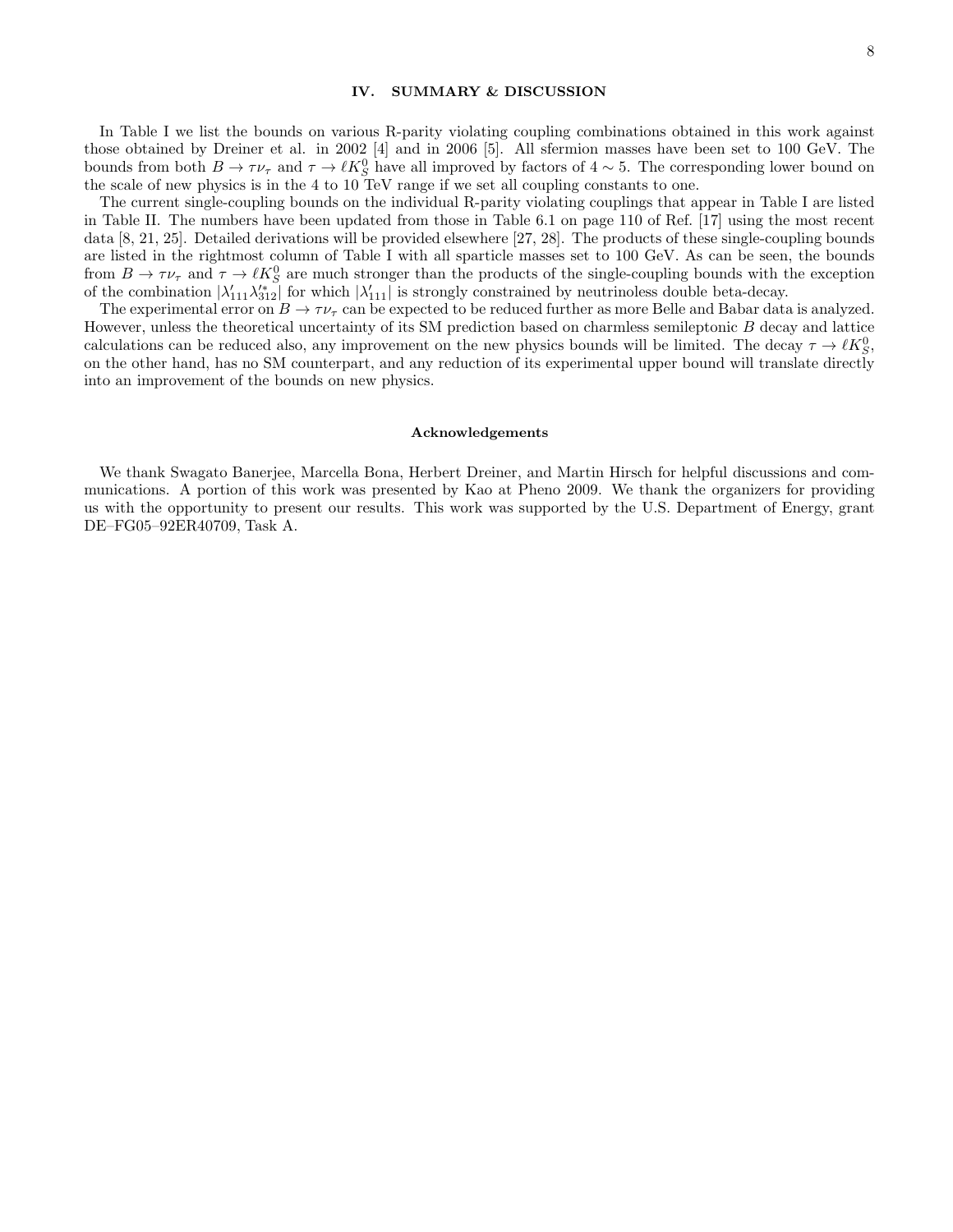## IV. SUMMARY & DISCUSSION

In Table I we list the bounds on various R-parity violating coupling combinations obtained in this work against those obtained by Dreiner et al. in 2002 [4] and in 2006 [5]. All sfermion masses have been set to 100 GeV. The bounds from both $B \to \tau\nu_\tau$ and $\tau \to \ell K_S^0$ have all improved by factors of $4 \sim 5$. The corresponding lower bound on the scale of new physics is in the 4 to 10 TeV range if we set all coupling constants to one.

The current single-coupling bounds on the individual R-parity violating couplings that appear in Table I are listed in Table II. The numbers have been updated from those in Table 6.1 on page 110 of Ref. [17] using the most recent data [8, 21, 25]. Detailed derivations will be provided elsewhere [27, 28]. The products of these single-coupling bounds are listed in the rightmost column of Table I with all sparticle masses set to 100 GeV. As can be seen, the bounds from $B \to \tau\nu_\tau$ and $\tau \to \ell K_S^0$ are much stronger than the products of the single-coupling bounds with the exception of the combination $|\lambda'_{111}\lambda'^{*}_{312}|$ for which $|\lambda'_{111}|$ is strongly constrained by neutrinoless double beta-decay.

The experimental error on $B \to \tau\nu_\tau$ can be expected to be reduced further as more Belle and Babar data is analyzed. However, unless the theoretical uncertainty of its SM prediction based on charmless semileptonic $B$ decay and lattice calculations can be reduced also, any improvement on the new physics bounds will be limited. The decay $\tau \to \ell K_S^0$, on the other hand, has no SM counterpart, and any reduction of its experimental upper bound will translate directly into an improvement of the bounds on new physics.

### Acknowledgements

We thank Swagato Banerjee, Marcella Bona, Herbert Dreiner, and Martin Hirsch for helpful discussions and communications. A portion of this work was presented by Kao at Pheno 2009. We thank the organizers for providing us with the opportunity to present our results. This work was supported by the U.S. Department of Energy, grant DE–FG05–92ER40709, Task A.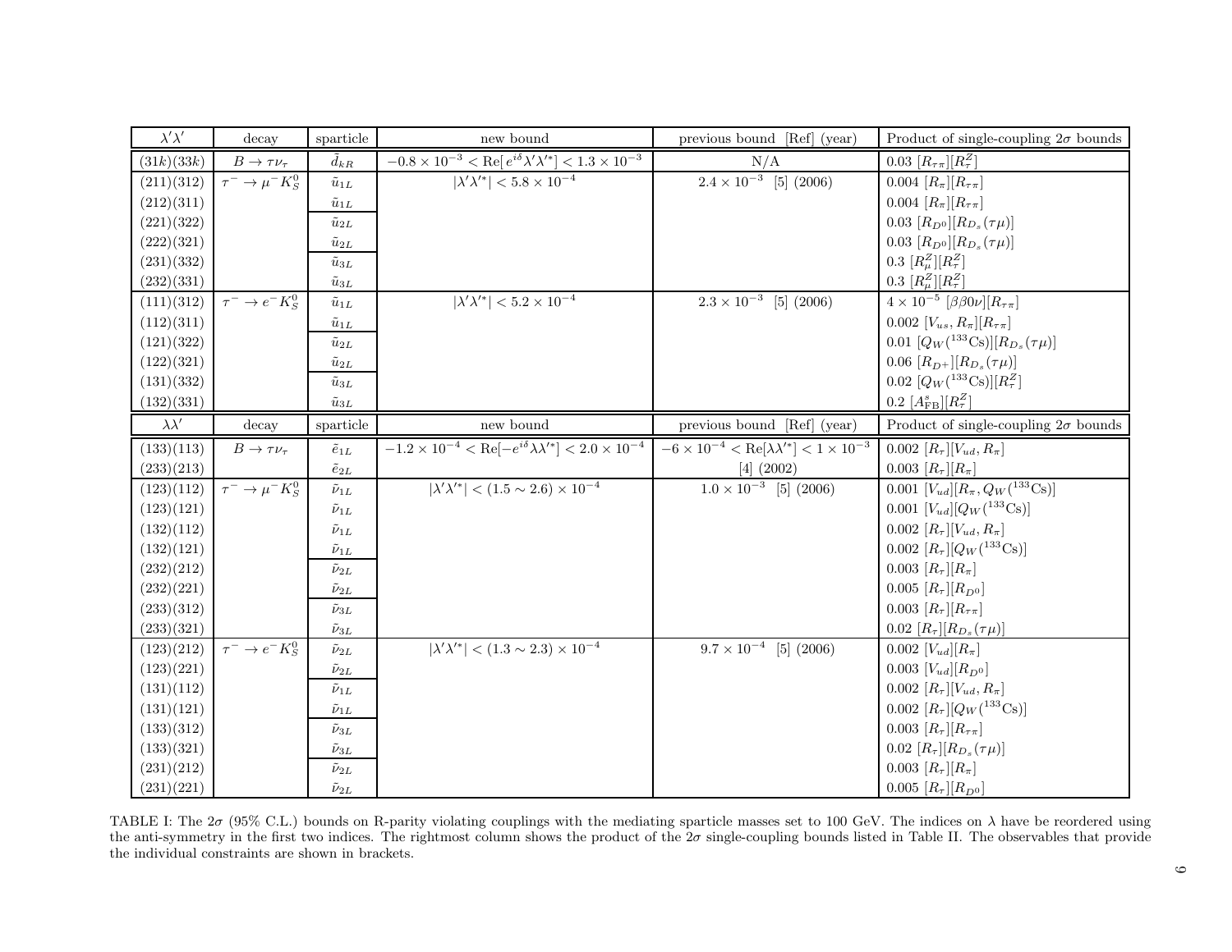| $\lambda'\lambda'$ | decay | sparticle | new bound | previous bound [Ref] (year) | Product of single-coupling $2\sigma$ bounds |
|---|---|---|---|---|---|
| $(31k)(33k)$ | $B \to \tau\nu_\tau$ | $\tilde{d}_{kR}$ | $-0.8 \times 10^{-3} < \mathrm{Re}[\, e^{i\delta}\lambda'\lambda'^{*}] < 1.3 \times 10^{-3}$ | N/A | $0.03\ [R_{\tau\pi}][R^Z_\tau]$ |
| $(211)(312)$ | $\tau^- \to \mu^- K^0_S$ | $\tilde{u}_{1L}$ | $\lvert\lambda'\lambda'^{*}\rvert < 5.8 \times 10^{-4}$ | $2.4 \times 10^{-3}$ [5] (2006) | $0.004\ [R_\pi][R_{\tau\pi}]$ |
| $(212)(311)$ | | $\tilde{u}_{1L}$ | | | $0.004\ [R_\pi][R_{\tau\pi}]$ |
| $(221)(322)$ | | $\tilde{u}_{2L}$ | | | $0.03\ [R_{D^0}][R_{D_s}(\tau\mu)]$ |
| $(222)(321)$ | | $\tilde{u}_{2L}$ | | | $0.03\ [R_{D^0}][R_{D_s}(\tau\mu)]$ |
| $(231)(332)$ | | $\tilde{u}_{3L}$ | | | $0.3\ [R^Z_\mu][R^Z_\tau]$ |
| $(232)(331)$ | | $\tilde{u}_{3L}$ | | | $0.3\ [R^Z_\mu][R^Z_\tau]$ |
| $(111)(312)$ | $\tau^- \to e^- K^0_S$ | $\tilde{u}_{1L}$ | $\lvert\lambda'\lambda'^{*}\rvert < 5.2 \times 10^{-4}$ | $2.3 \times 10^{-3}$ [5] (2006) | $4 \times 10^{-5}\ [\beta\beta0\nu][R_{\tau\pi}]$ |
| $(112)(311)$ | | $\tilde{u}_{1L}$ | | | $0.002\ [V_{us}, R_\pi][R_{\tau\pi}]$ |
| $(121)(322)$ | | $\tilde{u}_{2L}$ | | | $0.01\ [Q_W(^{133}\mathrm{Cs})][R_{D_s}(\tau\mu)]$ |
| $(122)(321)$ | | $\tilde{u}_{2L}$ | | | $0.06\ [R_{D^+}][R_{D_s}(\tau\mu)]$ |
| $(131)(332)$ | | $\tilde{u}_{3L}$ | | | $0.02\ [Q_W(^{133}\mathrm{Cs})][R^Z_\tau]$ |
| $(132)(331)$ | | $\tilde{u}_{3L}$ | | | $0.2\ [A^s_{\mathrm{FB}}][R^Z_\tau]$ |
| $\lambda\lambda'$ | decay | sparticle | new bound | previous bound [Ref] (year) | Product of single-coupling $2\sigma$ bounds |
| $(133)(113)$ | $B \to \tau\nu_\tau$ | $\tilde{e}_{1L}$ | $-1.2 \times 10^{-4} < \mathrm{Re}[-e^{i\delta}\lambda\lambda'^{*}] < 2.0 \times 10^{-4}$ | $-6 \times 10^{-4} < \mathrm{Re}[\lambda\lambda'^{*}] < 1 \times 10^{-3}$ | $0.002\ [R_\tau][V_{ud}, R_\pi]$ |
| $(233)(213)$ | | $\tilde{e}_{2L}$ | | [4] (2002) | $0.003\ [R_\tau][R_\pi]$ |
| $(123)(112)$ | $\tau^- \to \mu^- K^0_S$ | $\tilde{\nu}_{1L}$ | $\lvert\lambda'\lambda'^{*}\rvert < (1.5 \sim 2.6) \times 10^{-4}$ | $1.0 \times 10^{-3}$ [5] (2006) | $0.001\ [V_{ud}][R_\pi, Q_W(^{133}\mathrm{Cs})]$ |
| $(123)(121)$ | | $\tilde{\nu}_{1L}$ | | | $0.001\ [V_{ud}][Q_W(^{133}\mathrm{Cs})]$ |
| $(132)(112)$ | | $\tilde{\nu}_{1L}$ | | | $0.002\ [R_\tau][V_{ud}, R_\pi]$ |
| $(132)(121)$ | | $\tilde{\nu}_{1L}$ | | | $0.002\ [R_\tau][Q_W(^{133}\mathrm{Cs})]$ |
| $(232)(212)$ | | $\tilde{\nu}_{2L}$ | | | $0.003\ [R_\tau][R_\pi]$ |
| $(232)(221)$ | | $\tilde{\nu}_{2L}$ | | | $0.005\ [R_\tau][R_{D^0}]$ |
| $(233)(312)$ | | $\tilde{\nu}_{3L}$ | | | $0.003\ [R_\tau][R_{\tau\pi}]$ |
| $(233)(321)$ | | $\tilde{\nu}_{3L}$ | | | $0.02\ [R_\tau][R_{D_s}(\tau\mu)]$ |
| $(123)(212)$ | $\tau^- \to e^- K^0_S$ | $\tilde{\nu}_{2L}$ | $\lvert\lambda'\lambda'^{*}\rvert < (1.3 \sim 2.3) \times 10^{-4}$ | $9.7 \times 10^{-4}$ [5] (2006) | $0.002\ [V_{ud}][R_\pi]$ |
| $(123)(221)$ | | $\tilde{\nu}_{2L}$ | | | $0.003\ [V_{ud}][R_{D^0}]$ |
| $(131)(112)$ | | $\tilde{\nu}_{1L}$ | | | $0.002\ [R_\tau][V_{ud}, R_\pi]$ |
| $(131)(121)$ | | $\tilde{\nu}_{1L}$ | | | $0.002\ [R_\tau][Q_W(^{133}\mathrm{Cs})]$ |
| $(133)(312)$ | | $\tilde{\nu}_{3L}$ | | | $0.003\ [R_\tau][R_{\tau\pi}]$ |
| $(133)(321)$ | | $\tilde{\nu}_{3L}$ | | | $0.02\ [R_\tau][R_{D_s}(\tau\mu)]$ |
| $(231)(212)$ | | $\tilde{\nu}_{2L}$ | | | $0.003\ [R_\tau][R_\pi]$ |
| $(231)(221)$ | | $\tilde{\nu}_{2L}$ | | | $0.005\ [R_\tau][R_{D^0}]$ |

TABLE I: The $2\sigma$ (95% C.L.) bounds on R-parity violating couplings with the mediating sparticle masses set to 100 GeV. The indices on $\lambda$ have be reordered using the anti-symmetry in the first two indices. The rightmost column shows the product of the $2\sigma$ single-coupling bounds listed in Table II. The observables that provide the individual constraints are shown in brackets.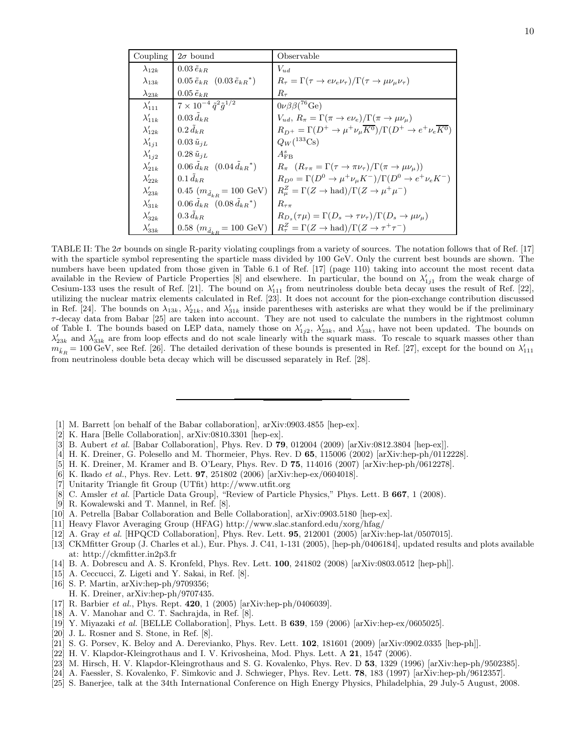| Coupling | $2\sigma$ bound | Observable |
|---|---|---|
| $\lambda_{12k}$ | $0.03\,\tilde{e}_{kR}$ | $V_{ud}$ |
| $\lambda_{13k}$ | $0.05\,\tilde{e}_{kR}\ \ (0.03\,\tilde{e}_{kR}{}^{*})$ | $R_\tau = \Gamma(\tau\to e\nu_e\nu_\tau)/\Gamma(\tau\to\mu\nu_\mu\nu_\tau)$ |
| $\lambda_{23k}$ | $0.05\,\tilde{e}_{kR}$ | $R_\tau$ |
| $\lambda'_{111}$ | $7\times10^{-4}\,\tilde{q}^2\tilde{g}^{1/2}$ | $0\nu\beta\beta(^{76}\mathrm{Ge})$ |
| $\lambda'_{11k}$ | $0.03\,\tilde{d}_{kR}$ | $V_{ud},\ R_\pi = \Gamma(\pi\to e\nu_e)/\Gamma(\pi\to\mu\nu_\mu)$ |
| $\lambda'_{12k}$ | $0.2\,\tilde{d}_{kR}$ | $R_{D^+} = \Gamma(D^+\to\mu^+\nu_\mu\overline{K^0})/\Gamma(D^+\to e^+\nu_e\overline{K^0})$ |
| $\lambda'_{1j1}$ | $0.03\,\tilde{u}_{jL}$ | $Q_W(^{133}\mathrm{Cs})$ |
| $\lambda'_{1j2}$ | $0.28\,\tilde{u}_{jL}$ | $A^s_{\mathrm{FB}}$ |
| $\lambda'_{21k}$ | $0.06\,\tilde{d}_{kR}\ \ (0.04\,\tilde{d}_{kR}{}^{*})$ | $R_\pi\ \ (R_{\tau\pi} = \Gamma(\tau\to\pi\nu_\tau)/\Gamma(\pi\to\mu\nu_\mu))$ |
| $\lambda'_{22k}$ | $0.1\,\tilde{d}_{kR}$ | $R_{D^0} = \Gamma(D^0\to\mu^+\nu_\mu K^-)/\Gamma(D^0\to e^+\nu_e K^-)$ |
| $\lambda'_{23k}$ | $0.45\ (m_{\tilde{d}_{kR}} = 100\ \mathrm{GeV})$ | $R^Z_\mu = \Gamma(Z\to\mathrm{had})/\Gamma(Z\to\mu^+\mu^-)$ |
| $\lambda'_{31k}$ | $0.06\,\tilde{d}_{kR}\ \ (0.08\,\tilde{d}_{kR}{}^{*})$ | $R_{\tau\pi}$ |
| $\lambda'_{32k}$ | $0.3\,\tilde{d}_{kR}$ | $R_{D_s}(\tau\mu) = \Gamma(D_s\to\tau\nu_\tau)/\Gamma(D_s\to\mu\nu_\mu)$ |
| $\lambda'_{33k}$ | $0.58\ (m_{\tilde{d}_{kR}} = 100\ \mathrm{GeV})$ | $R^Z_\tau = \Gamma(Z\to\mathrm{had})/\Gamma(Z\to\tau^+\tau^-)$ |

TABLE II: The $2\sigma$ bounds on single R-parity violating couplings from a variety of sources. The notation follows that of Ref. [17] with the sparticle symbol representing the sparticle mass divided by 100 GeV. Only the current best bounds are shown. The numbers have been updated from those given in Table 6.1 of Ref. [17] (page 110) taking into account the most recent data available in the Review of Particle Properties [8] and elsewhere. In particular, the bound on $\lambda'_{1j1}$ from the weak charge of Cesium-133 uses the result of Ref. [21]. The bound on $\lambda'_{111}$ from neutrinoless double beta decay uses the result of Ref. [22], utilizing the nuclear matrix elements calculated in Ref. [23]. It does not account for the pion-exchange contribution discussed in Ref. [24]. The bounds on $\lambda_{13k}$, $\lambda'_{21k}$, and $\lambda'_{31k}$ inside parentheses with asterisks are what they would be if the preliminary $\tau$-decay data from Babar [25] are taken into account. They are not used to calculate the numbers in the rightmost column of Table I. The bounds based on LEP data, namely those on $\lambda'_{1j2}$, $\lambda'_{23k}$, and $\lambda'_{33k}$, have not been updated. The bounds on $\lambda'_{23k}$ and $\lambda'_{33k}$ are from loop effects and do not scale linearly with the squark mass. To rescale to squark masses other than $m_{\tilde{k}_R} = 100\,\mathrm{GeV}$, see Ref. [26]. The detailed derivation of these bounds is presented in Ref. [27], except for the bound on $\lambda'_{111}$ from neutrinoless double beta decay which will be discussed separately in Ref. [28].

---

[1] M. Barrett [on behalf of the Babar collaboration], arXiv:0903.4855 [hep-ex].
[2] K. Hara [Belle Collaboration], arXiv:0810.3301 [hep-ex].
[3] B. Aubert *et al.* [Babar Collaboration], Phys. Rev. D **79**, 012004 (2009) [arXiv:0812.3804 [hep-ex]].
[4] H. K. Dreiner, G. Polesello and M. Thormeier, Phys. Rev. D **65**, 115006 (2002) [arXiv:hep-ph/0112228].
[5] H. K. Dreiner, M. Kramer and B. O'Leary, Phys. Rev. D **75**, 114016 (2007) [arXiv:hep-ph/0612278].
[6] K. Ikado *et al.*, Phys. Rev. Lett. **97**, 251802 (2006) [arXiv:hep-ex/0604018].
[7] Unitarity Triangle fit Group (UTfit) http://www.utfit.org
[8] C. Amsler *et al.* [Particle Data Group], "Review of Particle Physics," Phys. Lett. B **667**, 1 (2008).
[9] R. Kowalewski and T. Mannel, in Ref. [8].
[10] A. Petrella [Babar Collaboration and Belle Collaboration], arXiv:0903.5180 [hep-ex].
[11] Heavy Flavor Averaging Group (HFAG) http://www.slac.stanford.edu/xorg/hfag/
[12] A. Gray *et al.* [HPQCD Collaboration], Phys. Rev. Lett. **95**, 212001 (2005) [arXiv:hep-lat/0507015].
[13] CKMfitter Group (J. Charles et al.), Eur. Phys. J. C41, 1-131 (2005), [hep-ph/0406184], updated results and plots available at: http://ckmfitter.in2p3.fr
[14] B. A. Dobrescu and A. S. Kronfeld, Phys. Rev. Lett. **100**, 241802 (2008) [arXiv:0803.0512 [hep-ph]].
[15] A. Ceccucci, Z. Ligeti and Y. Sakai, in Ref. [8].
[16] S. P. Martin, arXiv:hep-ph/9709356;
H. K. Dreiner, arXiv:hep-ph/9707435.
[17] R. Barbier *et al.*, Phys. Rept. **420**, 1 (2005) [arXiv:hep-ph/0406039].
[18] A. V. Manohar and C. T. Sachrajda, in Ref. [8].
[19] Y. Miyazaki *et al.* [BELLE Collaboration], Phys. Lett. B **639**, 159 (2006) [arXiv:hep-ex/0605025].
[20] J. L. Rosner and S. Stone, in Ref. [8].
[21] S. G. Porsev, K. Beloy and A. Derevianko, Phys. Rev. Lett. **102**, 181601 (2009) [arXiv:0902.0335 [hep-ph]].
[22] H. V. Klapdor-Kleingrothaus and I. V. Krivosheina, Mod. Phys. Lett. A **21**, 1547 (2006).
[23] M. Hirsch, H. V. Klapdor-Kleingrothaus and S. G. Kovalenko, Phys. Rev. D **53**, 1329 (1996) [arXiv:hep-ph/9502385].
[24] A. Faessler, S. Kovalenko, F. Simkovic and J. Schwieger, Phys. Rev. Lett. **78**, 183 (1997) [arXiv:hep-ph/9612357].
[25] S. Banerjee, talk at the 34th International Conference on High Energy Physics, Philadelphia, 29 July-5 August, 2008.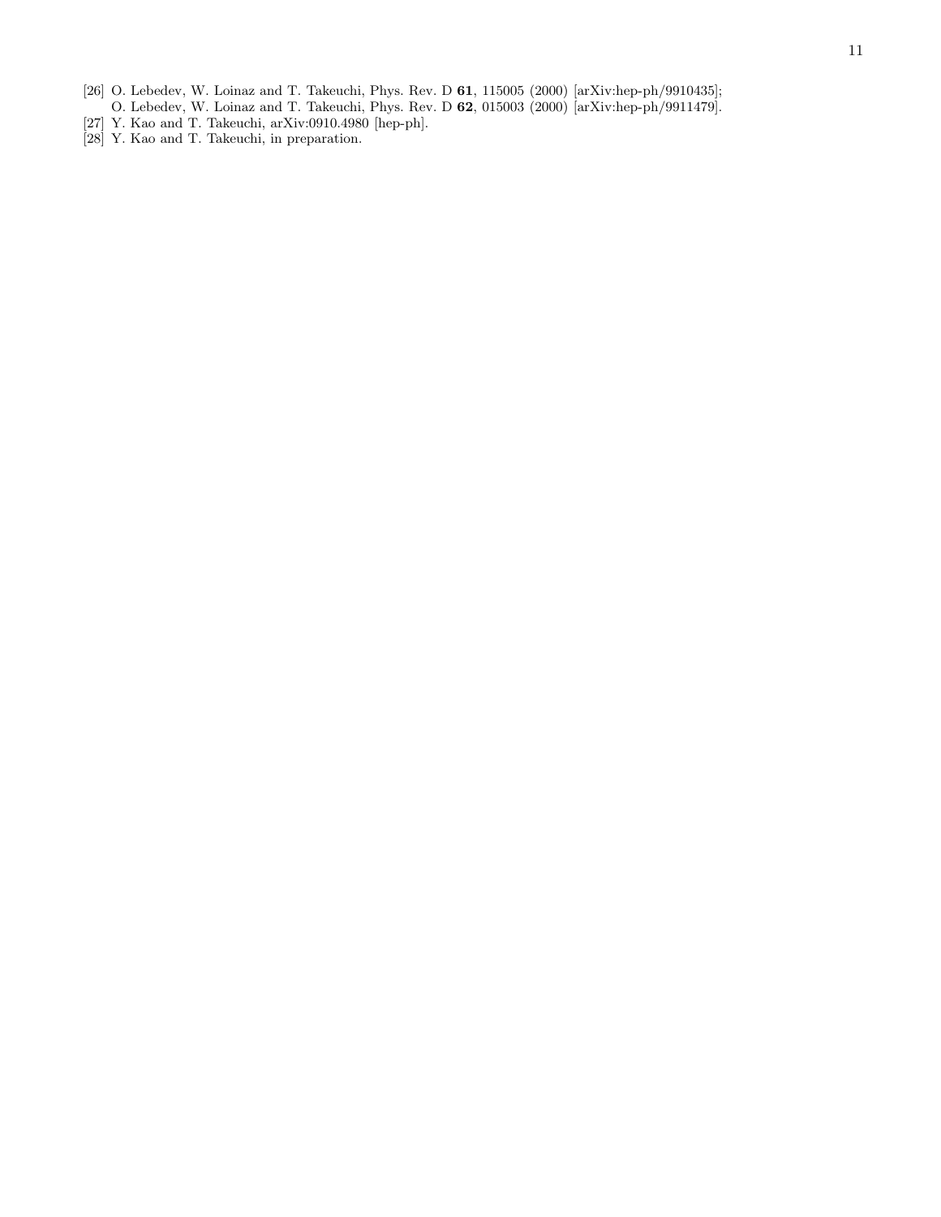[26] O. Lebedev, W. Loinaz and T. Takeuchi, Phys. Rev. D **61**, 115005 (2000) [arXiv:hep-ph/9910435];
O. Lebedev, W. Loinaz and T. Takeuchi, Phys. Rev. D **62**, 015003 (2000) [arXiv:hep-ph/9911479].

[27] Y. Kao and T. Takeuchi, arXiv:0910.4980 [hep-ph].

[28] Y. Kao and T. Takeuchi, in preparation.